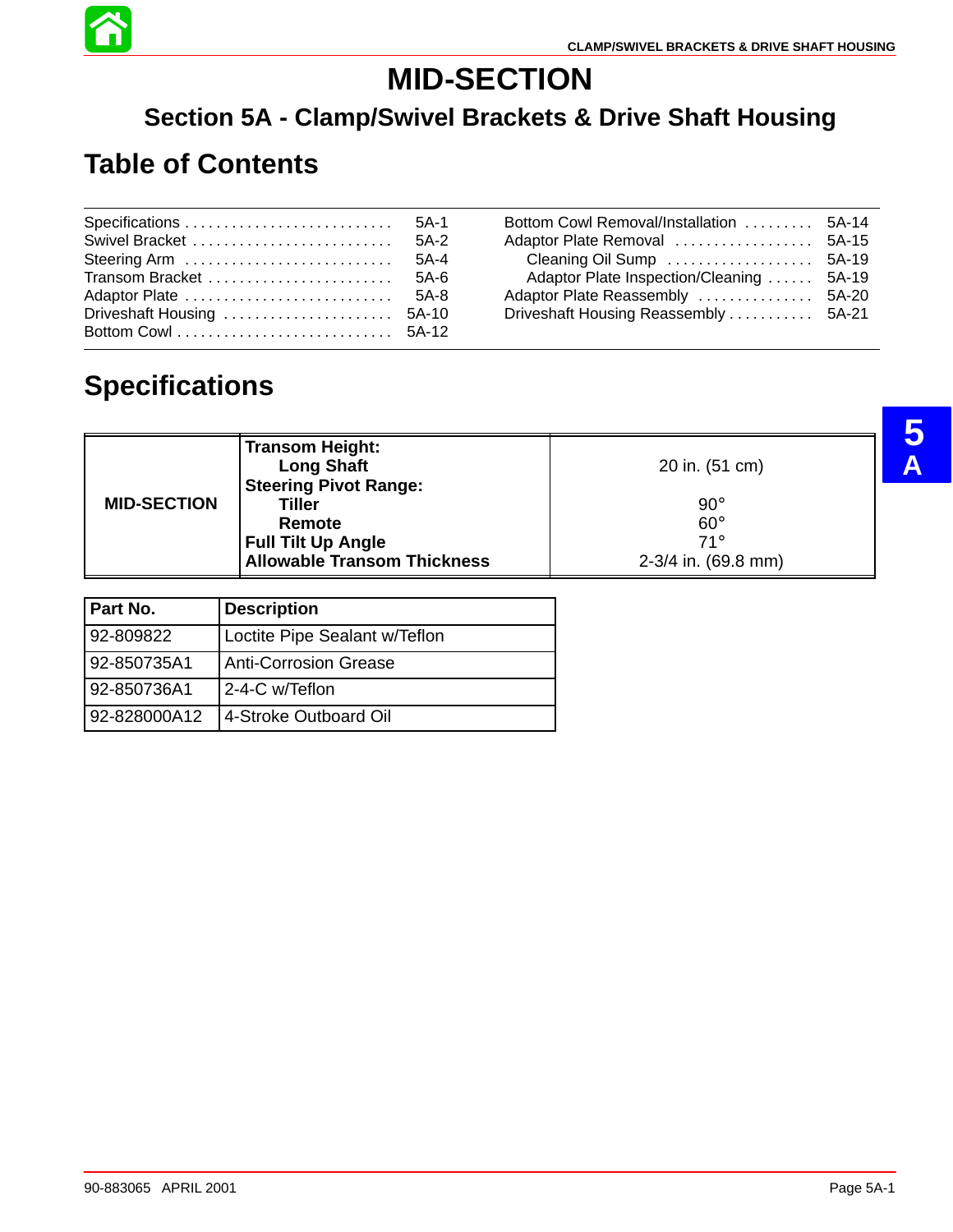# MID-SECTION

## Section 5A - Clamp/Swivel Brackets & Drive Shaft Housing

## Table of Contents

| | |
|---|---|
| Specifications | 5A-1 |
| Swivel Bracket | 5A-2 |
| Steering Arm | 5A-4 |
| Transom Bracket | 5A-6 |
| Adaptor Plate | 5A-8 |
| Driveshaft Housing | 5A-10 |
| Bottom Cowl | 5A-12 |
| Bottom Cowl Removal/Installation | 5A-14 |
| Adaptor Plate Removal | 5A-15 |
| Cleaning Oil Sump | 5A-19 |
| Adaptor Plate Inspection/Cleaning | 5A-19 |
| Adaptor Plate Reassembly | 5A-20 |
| Driveshaft Housing Reassembly | 5A-21 |

## Specifications

| | | |
|---|---|---|
| **MID-SECTION** | **Transom Height:** | |
| | **Long Shaft** | 20 in. (51 cm) |
| | **Steering Pivot Range:** | |
| | **Tiller** | 90° |
| | **Remote** | 60° |
| | **Full Tilt Up Angle** | 71° |
| | **Allowable Transom Thickness** | 2-3/4 in. (69.8 mm) |

| Part No. | Description |
|---|---|
| 92-809822 | Loctite Pipe Sealant w/Teflon |
| 92-850735A1 | Anti-Corrosion Grease |
| 92-850736A1 | 2-4-C w/Teflon |
| 92-828000A12 | 4-Stroke Outboard Oil |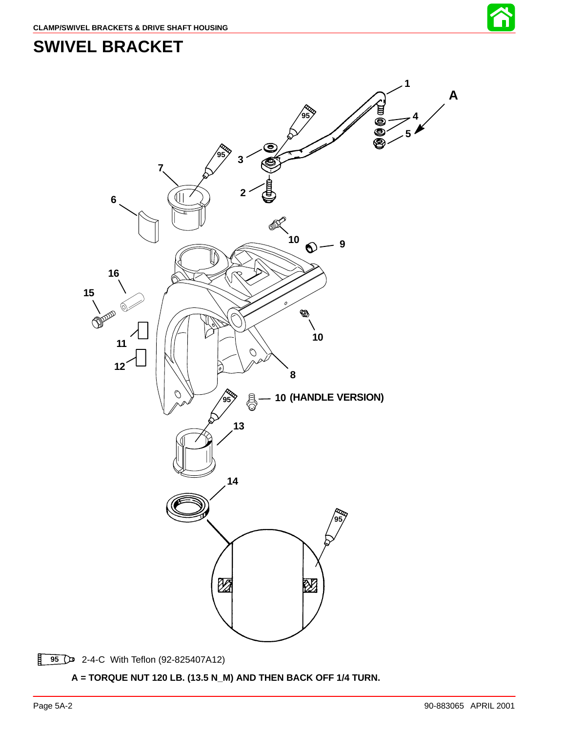# SWIVEL BRACKET

95 2-4-C With Teflon (92-825407A12)

**A = TORQUE NUT 120 LB. (13.5 N_M) AND THEN BACK OFF 1/4 TURN.**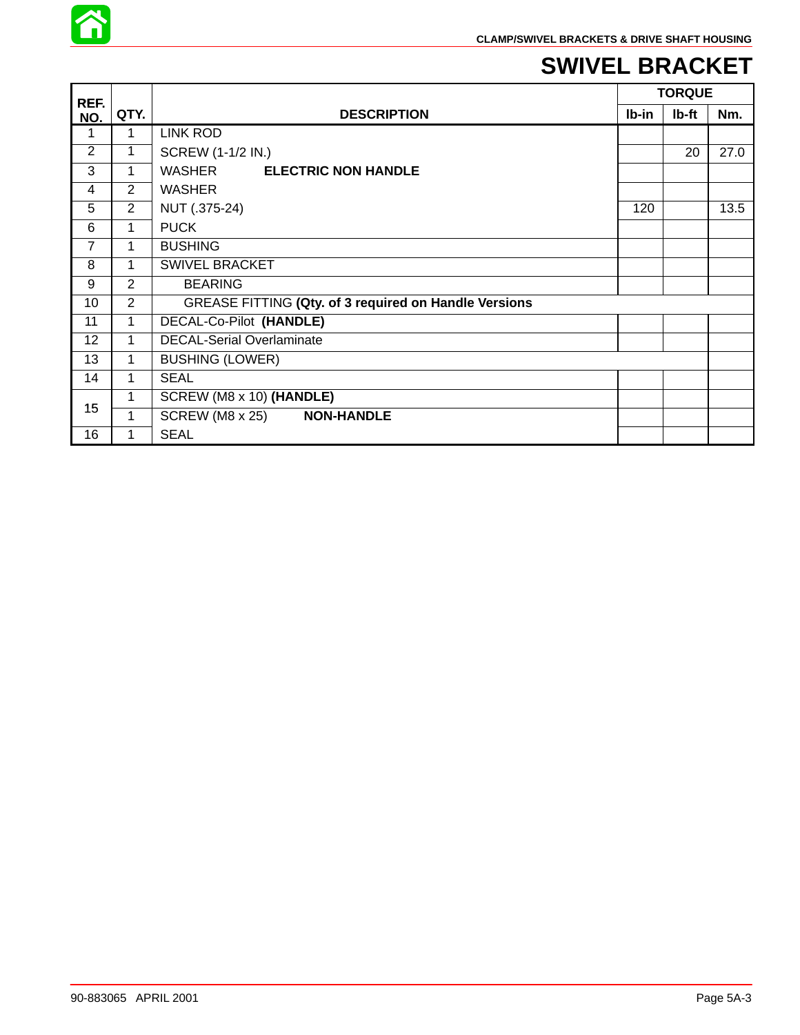# SWIVEL BRACKET

| REF. NO. | QTY. | DESCRIPTION | TORQUE | | |
|---|---|---|---|---|---|
| | | | lb-in | lb-ft | Nm. |
| 1 | 1 | LINK ROD | | | |
| 2 | 1 | SCREW (1-1/2 IN.) | | 20 | 27.0 |
| 3 | 1 | WASHER **ELECTRIC NON HANDLE** | | | |
| 4 | 2 | WASHER | | | |
| 5 | 2 | NUT (.375-24) | 120 | | 13.5 |
| 6 | 1 | PUCK | | | |
| 7 | 1 | BUSHING | | | |
| 8 | 1 | SWIVEL BRACKET | | | |
| 9 | 2 | BEARING | | | |
| 10 | 2 | GREASE FITTING **(Qty. of 3 required on Handle Versions** | | | |
| 11 | 1 | DECAL-Co-Pilot **(HANDLE)** | | | |
| 12 | 1 | DECAL-Serial Overlaminate | | | |
| 13 | 1 | BUSHING (LOWER) | | | |
| 14 | 1 | SEAL | | | |
| 15 | 1 | SCREW (M8 x 10) **(HANDLE)** | | | |
| | 1 | SCREW (M8 x 25) **NON-HANDLE** | | | |
| 16 | 1 | SEAL | | | |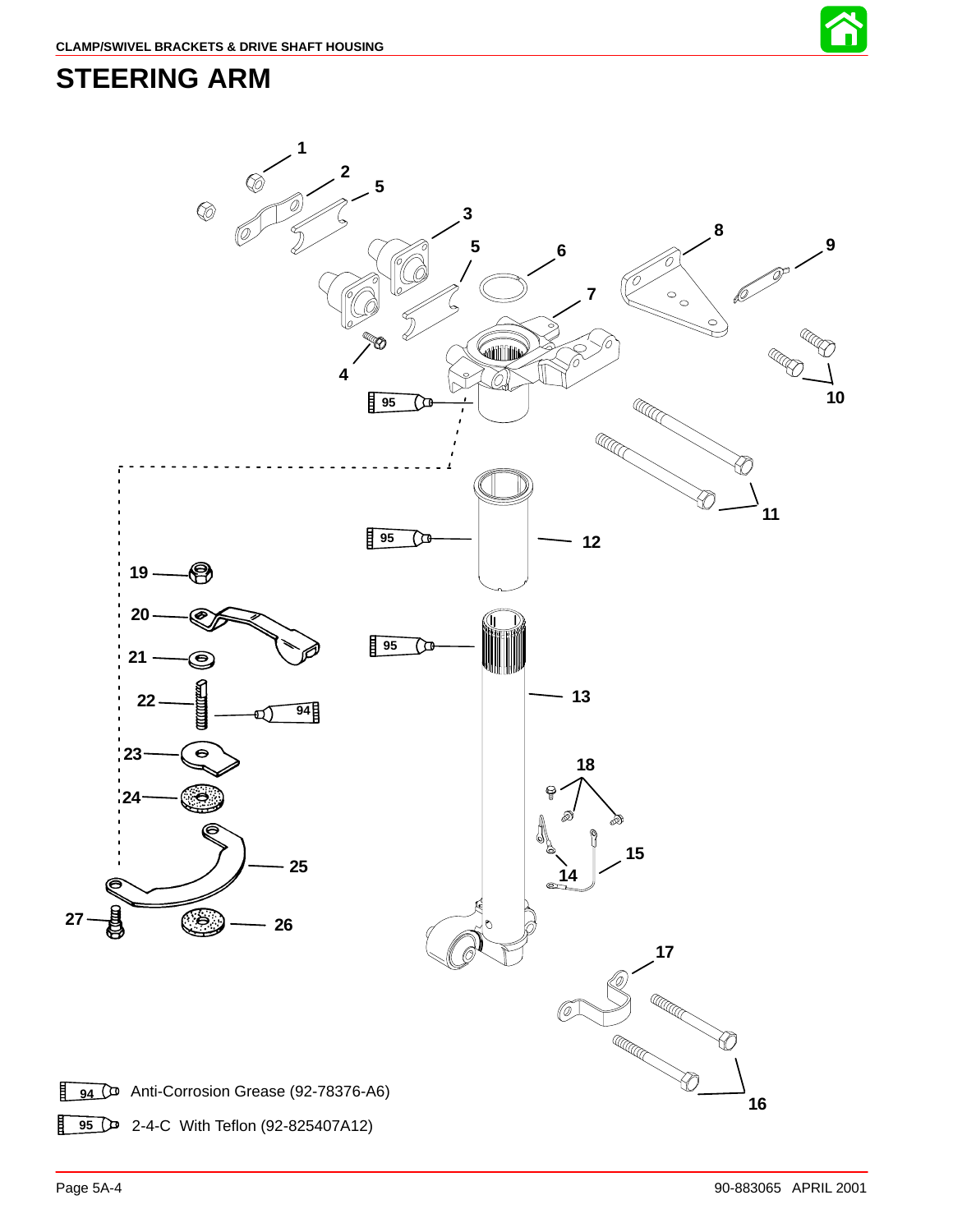# STEERING ARM

94 Anti-Corrosion Grease (92-78376-A6)

95 2-4-C With Teflon (92-825407A12)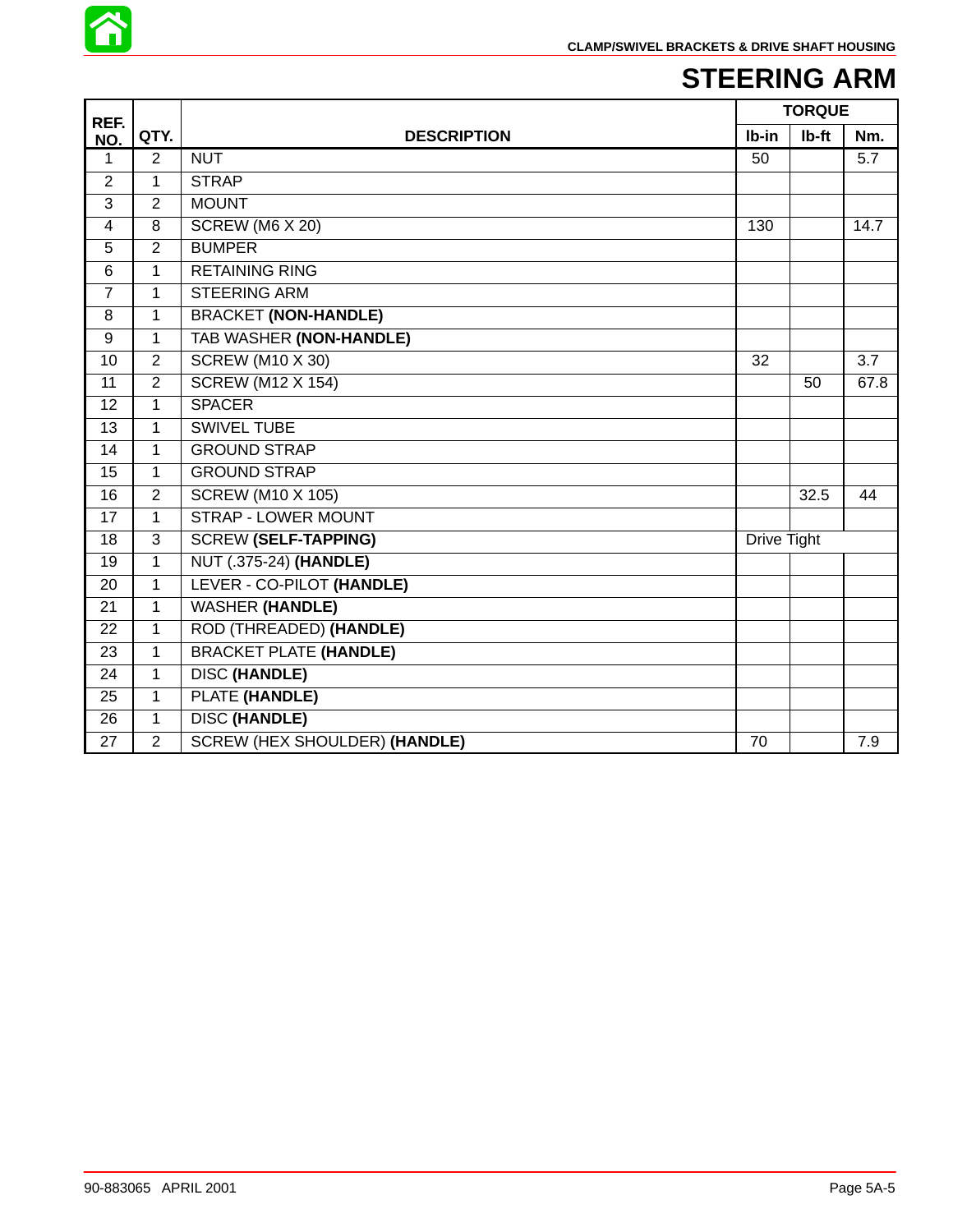# STEERING ARM

| REF. NO. | QTY. | DESCRIPTION | TORQUE | | |
|---|---|---|---|---|---|
| | | | lb-in | lb-ft | Nm. |
| 1 | 2 | NUT | 50 | | 5.7 |
| 2 | 1 | STRAP | | | |
| 3 | 2 | MOUNT | | | |
| 4 | 8 | SCREW (M6 X 20) | 130 | | 14.7 |
| 5 | 2 | BUMPER | | | |
| 6 | 1 | RETAINING RING | | | |
| 7 | 1 | STEERING ARM | | | |
| 8 | 1 | BRACKET **(NON-HANDLE)** | | | |
| 9 | 1 | TAB WASHER **(NON-HANDLE)** | | | |
| 10 | 2 | SCREW (M10 X 30) | 32 | | 3.7 |
| 11 | 2 | SCREW (M12 X 154) | | 50 | 67.8 |
| 12 | 1 | SPACER | | | |
| 13 | 1 | SWIVEL TUBE | | | |
| 14 | 1 | GROUND STRAP | | | |
| 15 | 1 | GROUND STRAP | | | |
| 16 | 2 | SCREW (M10 X 105) | | 32.5 | 44 |
| 17 | 1 | STRAP - LOWER MOUNT | | | |
| 18 | 3 | SCREW **(SELF-TAPPING)** | Drive Tight | | |
| 19 | 1 | NUT (.375-24) **(HANDLE)** | | | |
| 20 | 1 | LEVER - CO-PILOT **(HANDLE)** | | | |
| 21 | 1 | WASHER **(HANDLE)** | | | |
| 22 | 1 | ROD (THREADED) **(HANDLE)** | | | |
| 23 | 1 | BRACKET PLATE **(HANDLE)** | | | |
| 24 | 1 | DISC **(HANDLE)** | | | |
| 25 | 1 | PLATE **(HANDLE)** | | | |
| 26 | 1 | DISC **(HANDLE)** | | | |
| 27 | 2 | SCREW (HEX SHOULDER) **(HANDLE)** | 70 | | 7.9 |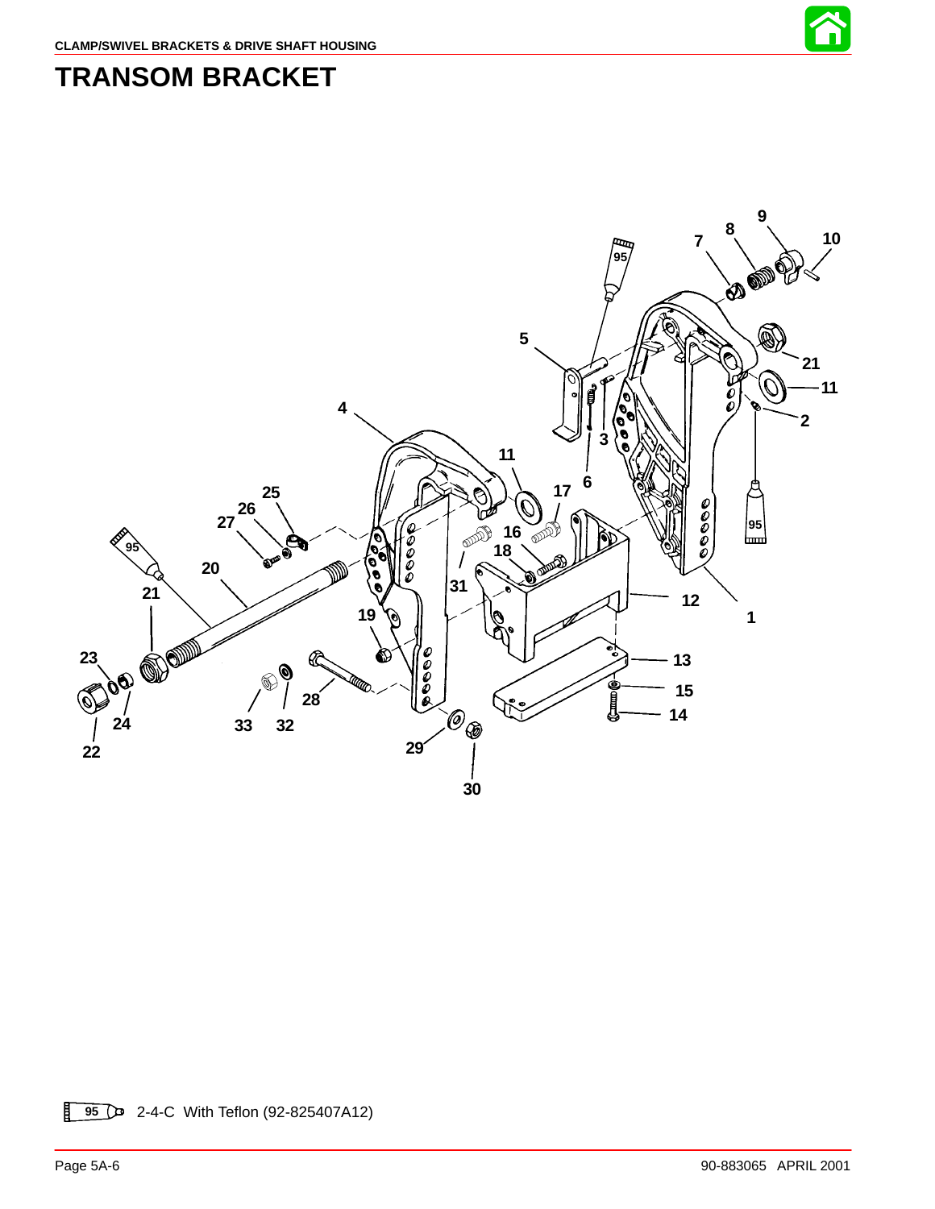# TRANSOM BRACKET

95 2-4-C With Teflon (92-825407A12)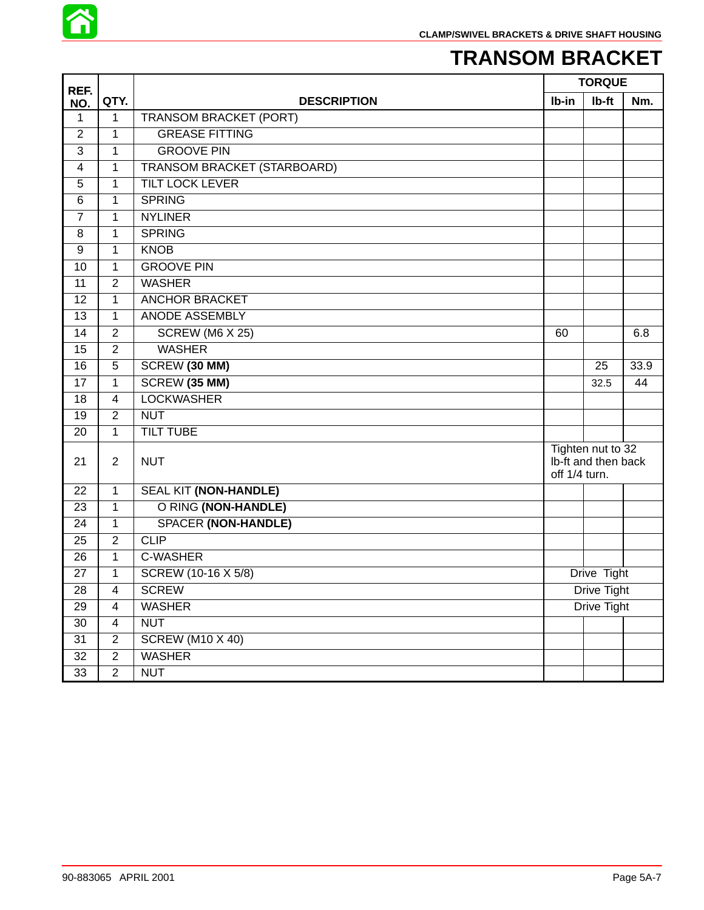# TRANSOM BRACKET

| REF. NO. | QTY. | DESCRIPTION | TORQUE | | |
|---|---|---|---|---|---|
| | | | lb-in | lb-ft | Nm. |
| 1 | 1 | TRANSOM BRACKET (PORT) | | | |
| 2 | 1 | GREASE FITTING | | | |
| 3 | 1 | GROOVE PIN | | | |
| 4 | 1 | TRANSOM BRACKET (STARBOARD) | | | |
| 5 | 1 | TILT LOCK LEVER | | | |
| 6 | 1 | SPRING | | | |
| 7 | 1 | NYLINER | | | |
| 8 | 1 | SPRING | | | |
| 9 | 1 | KNOB | | | |
| 10 | 1 | GROOVE PIN | | | |
| 11 | 2 | WASHER | | | |
| 12 | 1 | ANCHOR BRACKET | | | |
| 13 | 1 | ANODE ASSEMBLY | | | |
| 14 | 2 | SCREW (M6 X 25) | 60 | | 6.8 |
| 15 | 2 | WASHER | | | |
| 16 | 5 | SCREW **(30 MM)** | | 25 | 33.9 |
| 17 | 1 | SCREW **(35 MM)** | | 32.5 | 44 |
| 18 | 4 | LOCKWASHER | | | |
| 19 | 2 | NUT | | | |
| 20 | 1 | TILT TUBE | | | |
| 21 | 2 | NUT | Tighten nut to 32 lb-ft and then back off 1/4 turn. | | |
| 22 | 1 | SEAL KIT **(NON-HANDLE)** | | | |
| 23 | 1 | O RING **(NON-HANDLE)** | | | |
| 24 | 1 | SPACER **(NON-HANDLE)** | | | |
| 25 | 2 | CLIP | | | |
| 26 | 1 | C-WASHER | | | |
| 27 | 1 | SCREW (10-16 X 5/8) | Drive Tight | | |
| 28 | 4 | SCREW | Drive Tight | | |
| 29 | 4 | WASHER | Drive Tight | | |
| 30 | 4 | NUT | | | |
| 31 | 2 | SCREW (M10 X 40) | | | |
| 32 | 2 | WASHER | | | |
| 33 | 2 | NUT | | | |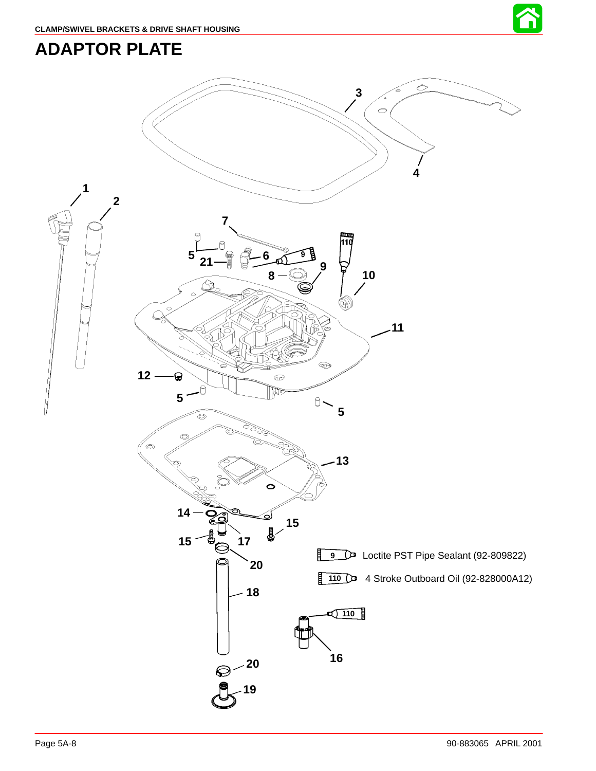# ADAPTOR PLATE

9 Loctite PST Pipe Sealant (92-809822)

110 4 Stroke Outboard Oil (92-828000A12)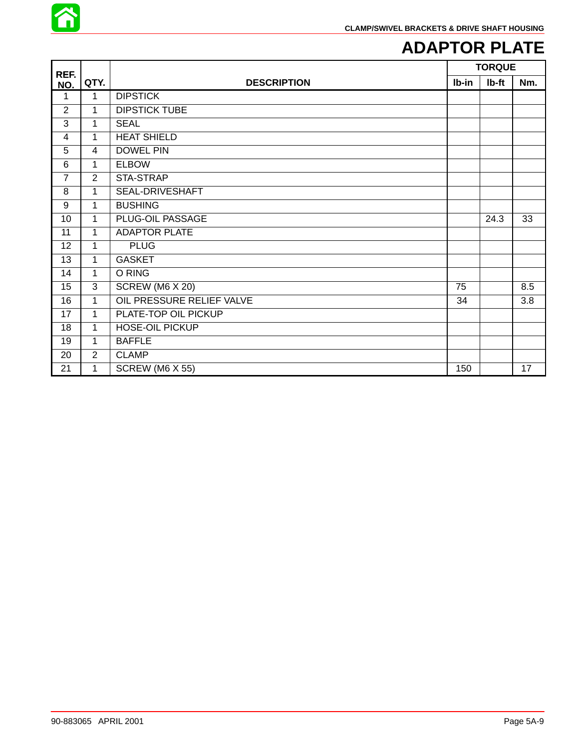# ADAPTOR PLATE

| REF. NO. | QTY. | DESCRIPTION | TORQUE | | |
|---|---|---|---|---|---|
| | | | lb-in | lb-ft | Nm. |
| 1 | 1 | DIPSTICK | | | |
| 2 | 1 | DIPSTICK TUBE | | | |
| 3 | 1 | SEAL | | | |
| 4 | 1 | HEAT SHIELD | | | |
| 5 | 4 | DOWEL PIN | | | |
| 6 | 1 | ELBOW | | | |
| 7 | 2 | STA-STRAP | | | |
| 8 | 1 | SEAL-DRIVESHAFT | | | |
| 9 | 1 | BUSHING | | | |
| 10 | 1 | PLUG-OIL PASSAGE | | 24.3 | 33 |
| 11 | 1 | ADAPTOR PLATE | | | |
| 12 | 1 | PLUG | | | |
| 13 | 1 | GASKET | | | |
| 14 | 1 | O RING | | | |
| 15 | 3 | SCREW (M6 X 20) | 75 | | 8.5 |
| 16 | 1 | OIL PRESSURE RELIEF VALVE | 34 | | 3.8 |
| 17 | 1 | PLATE-TOP OIL PICKUP | | | |
| 18 | 1 | HOSE-OIL PICKUP | | | |
| 19 | 1 | BAFFLE | | | |
| 20 | 2 | CLAMP | | | |
| 21 | 1 | SCREW (M6 X 55) | 150 | | 17 |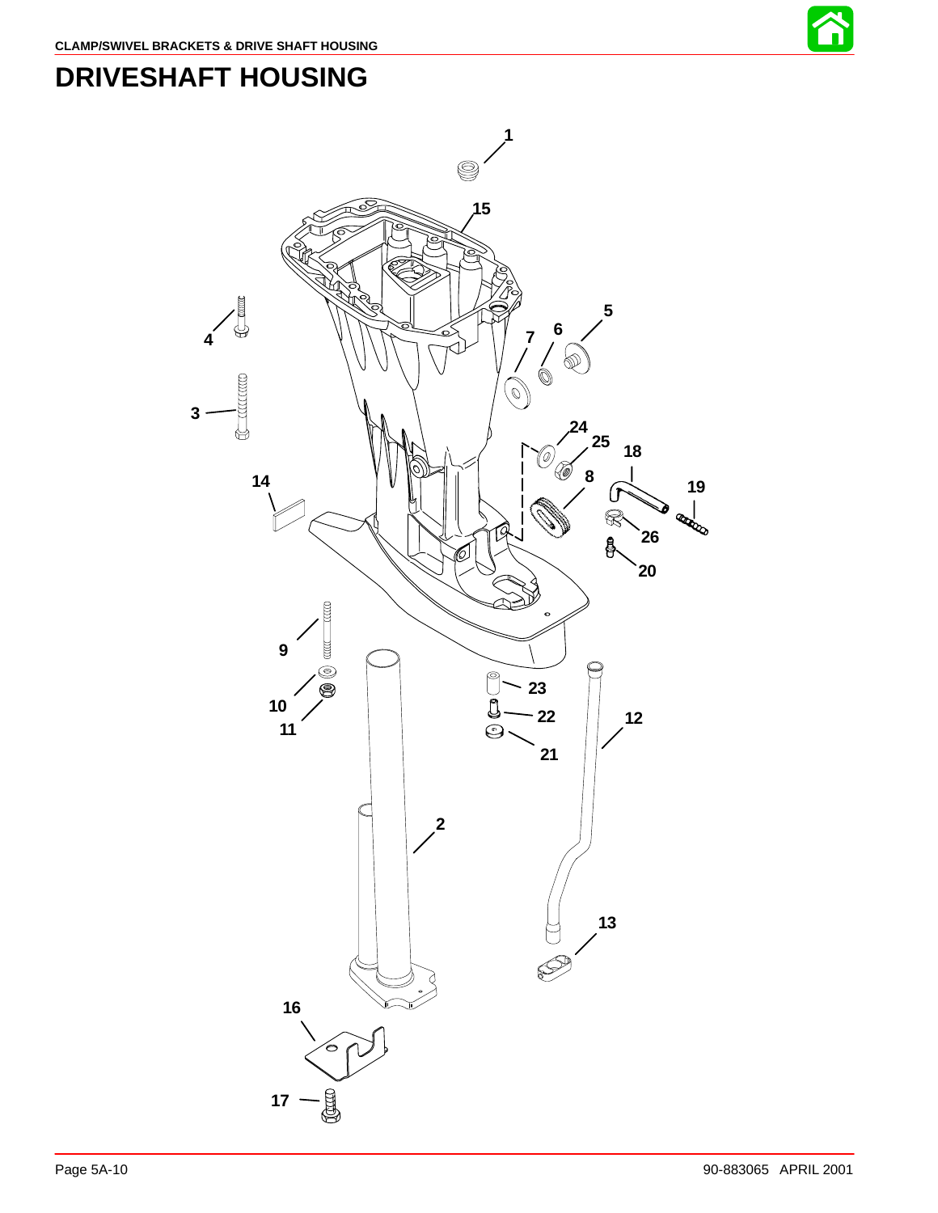# DRIVESHAFT HOUSING

1

15

5

4

6

7

3

24

25

18

8

19

14

26

20

9

23

10

22

12

11

21

2

13

16

17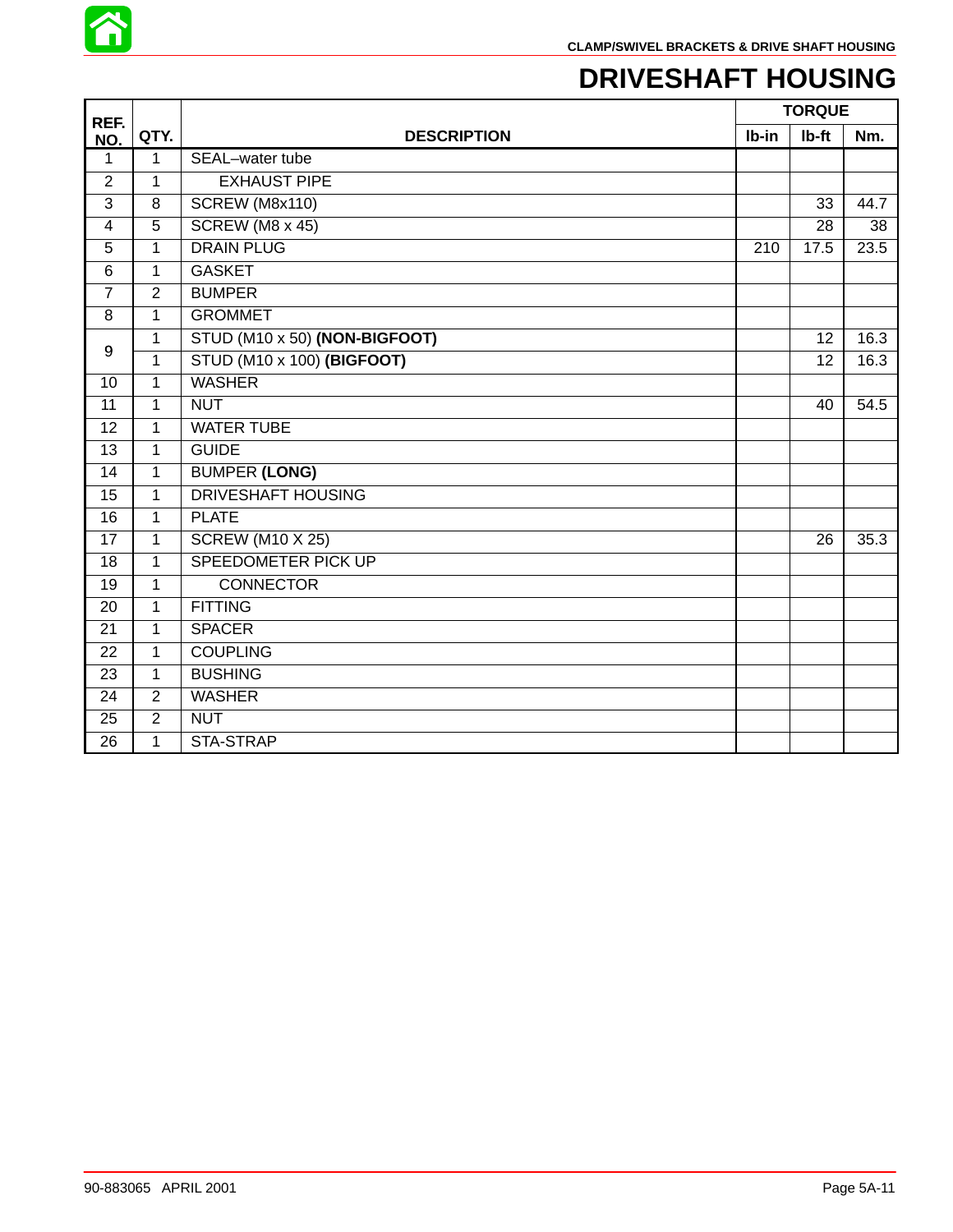# DRIVESHAFT HOUSING

| REF. NO. | QTY. | DESCRIPTION | TORQUE | | |
|---|---|---|---|---|---|
| | | | lb-in | lb-ft | Nm. |
| 1 | 1 | SEAL–water tube | | | |
| 2 | 1 | EXHAUST PIPE | | | |
| 3 | 8 | SCREW (M8x110) | | 33 | 44.7 |
| 4 | 5 | SCREW (M8 x 45) | | 28 | 38 |
| 5 | 1 | DRAIN PLUG | 210 | 17.5 | 23.5 |
| 6 | 1 | GASKET | | | |
| 7 | 2 | BUMPER | | | |
| 8 | 1 | GROMMET | | | |
| 9 | 1 | STUD (M10 x 50) **(NON-BIGFOOT)** | | 12 | 16.3 |
| | 1 | STUD (M10 x 100) **(BIGFOOT)** | | 12 | 16.3 |
| 10 | 1 | WASHER | | | |
| 11 | 1 | NUT | | 40 | 54.5 |
| 12 | 1 | WATER TUBE | | | |
| 13 | 1 | GUIDE | | | |
| 14 | 1 | BUMPER **(LONG)** | | | |
| 15 | 1 | DRIVESHAFT HOUSING | | | |
| 16 | 1 | PLATE | | | |
| 17 | 1 | SCREW (M10 X 25) | | 26 | 35.3 |
| 18 | 1 | SPEEDOMETER PICK UP | | | |
| 19 | 1 | CONNECTOR | | | |
| 20 | 1 | FITTING | | | |
| 21 | 1 | SPACER | | | |
| 22 | 1 | COUPLING | | | |
| 23 | 1 | BUSHING | | | |
| 24 | 2 | WASHER | | | |
| 25 | 2 | NUT | | | |
| 26 | 1 | STA-STRAP | | | |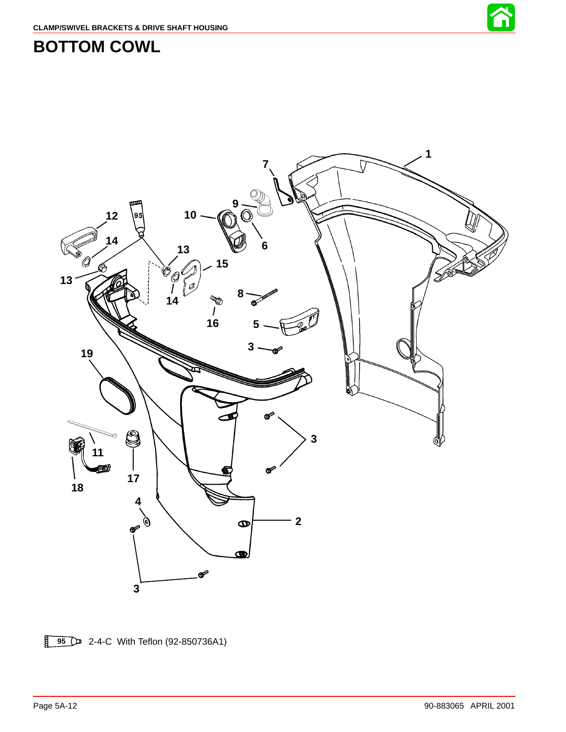# BOTTOM COWL

95 2-4-C With Teflon (92-850736A1)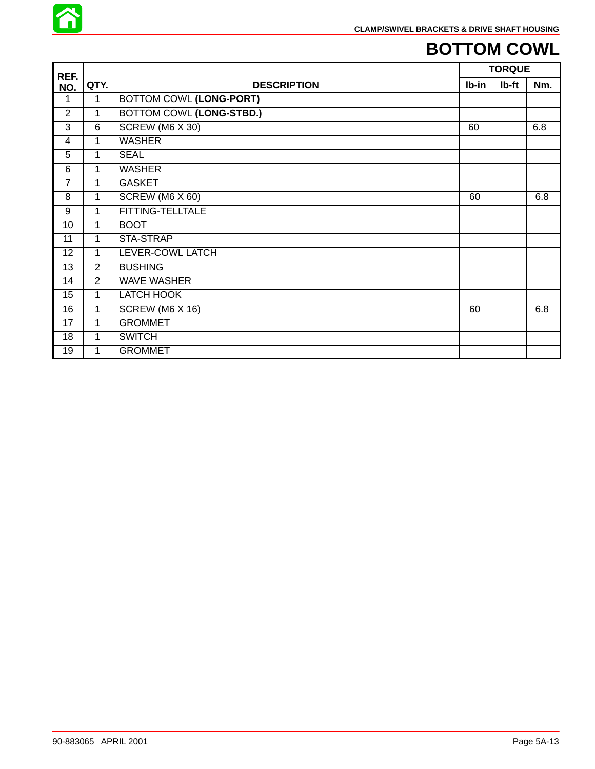# BOTTOM COWL

| REF. NO. | QTY. | DESCRIPTION | TORQUE | | |
|---|---|---|---|---|---|
| | | | lb-in | lb-ft | Nm. |
| 1 | 1 | BOTTOM COWL **(LONG-PORT)** | | | |
| 2 | 1 | BOTTOM COWL **(LONG-STBD.)** | | | |
| 3 | 6 | SCREW (M6 X 30) | 60 | | 6.8 |
| 4 | 1 | WASHER | | | |
| 5 | 1 | SEAL | | | |
| 6 | 1 | WASHER | | | |
| 7 | 1 | GASKET | | | |
| 8 | 1 | SCREW (M6 X 60) | 60 | | 6.8 |
| 9 | 1 | FITTING-TELLTALE | | | |
| 10 | 1 | BOOT | | | |
| 11 | 1 | STA-STRAP | | | |
| 12 | 1 | LEVER-COWL LATCH | | | |
| 13 | 2 | BUSHING | | | |
| 14 | 2 | WAVE WASHER | | | |
| 15 | 1 | LATCH HOOK | | | |
| 16 | 1 | SCREW (M6 X 16) | 60 | | 6.8 |
| 17 | 1 | GROMMET | | | |
| 18 | 1 | SWITCH | | | |
| 19 | 1 | GROMMET | | | |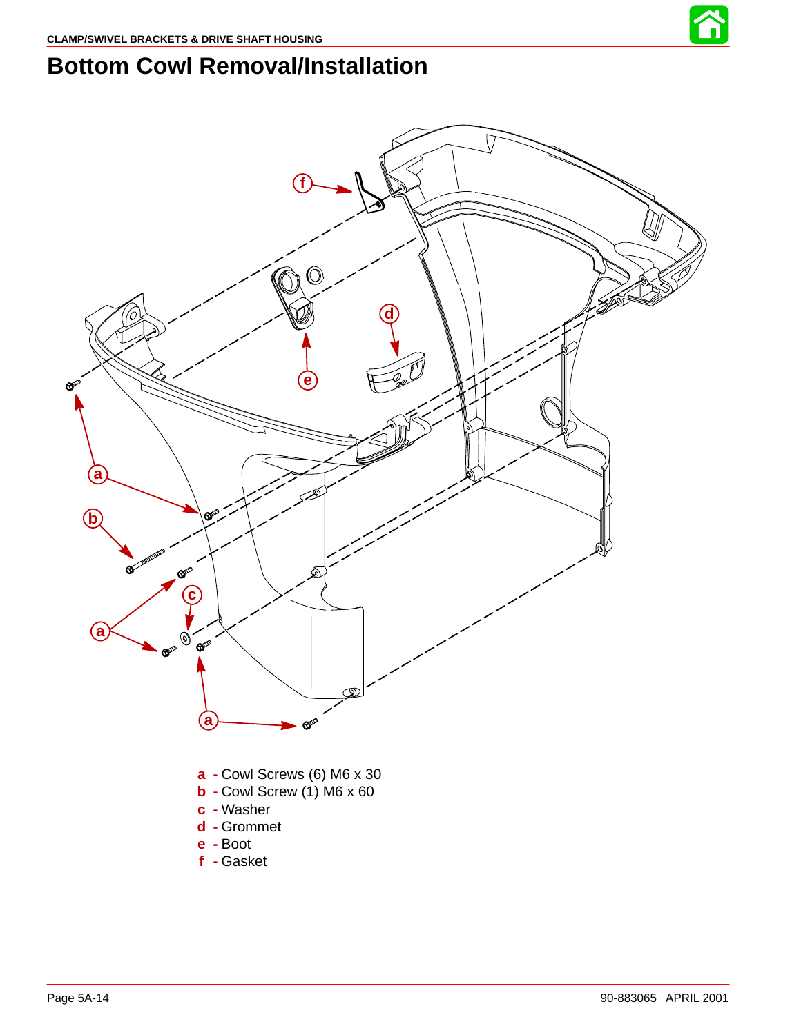# Bottom Cowl Removal/Installation

**a** - Cowl Screws (6) M6 x 30
**b** - Cowl Screw (1) M6 x 60
**c** - Washer
**d** - Grommet
**e** - Boot
**f** - Gasket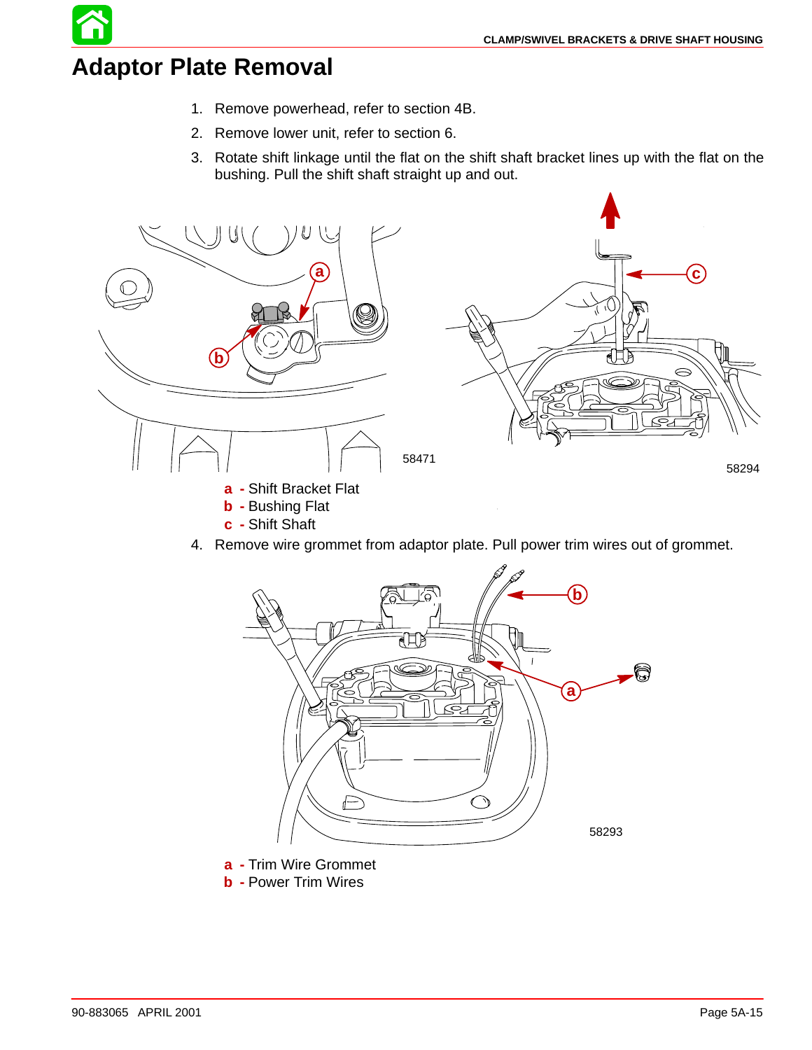# Adaptor Plate Removal

1. Remove powerhead, refer to section 4B.
2. Remove lower unit, refer to section 6.
3. Rotate shift linkage until the flat on the shift shaft bracket lines up with the flat on the bushing. Pull the shift shaft straight up and out.

58471

58294

**a** - Shift Bracket Flat
**b** - Bushing Flat
**c** - Shift Shaft

4. Remove wire grommet from adaptor plate. Pull power trim wires out of grommet.

58293

**a** - Trim Wire Grommet
**b** - Power Trim Wires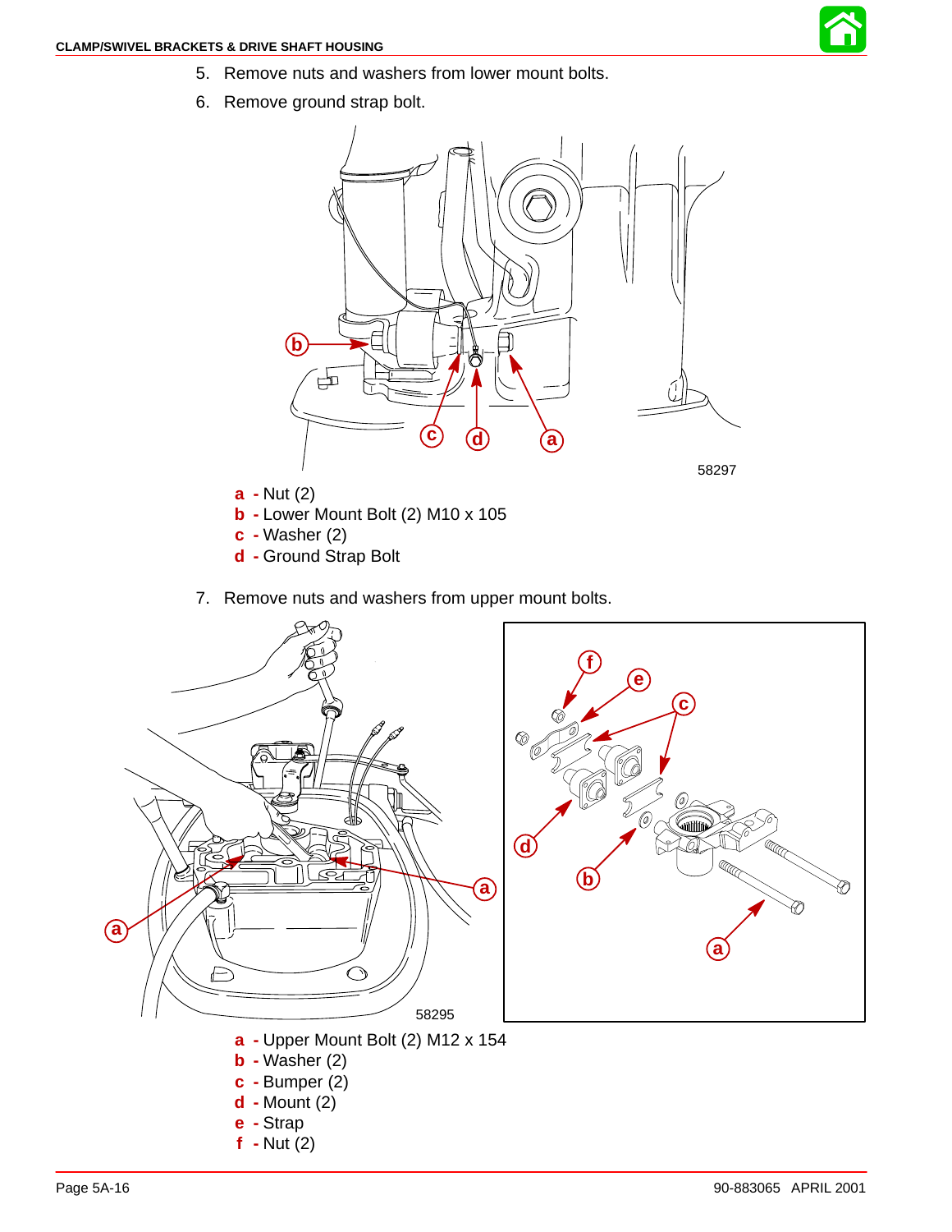5. Remove nuts and washers from lower mount bolts.
6. Remove ground strap bolt.

58297

**a** - Nut (2)
**b** - Lower Mount Bolt (2) M10 x 105
**c** - Washer (2)
**d** - Ground Strap Bolt

7. Remove nuts and washers from upper mount bolts.

58295

**a** - Upper Mount Bolt (2) M12 x 154
**b** - Washer (2)
**c** - Bumper (2)
**d** - Mount (2)
**e** - Strap
**f** - Nut (2)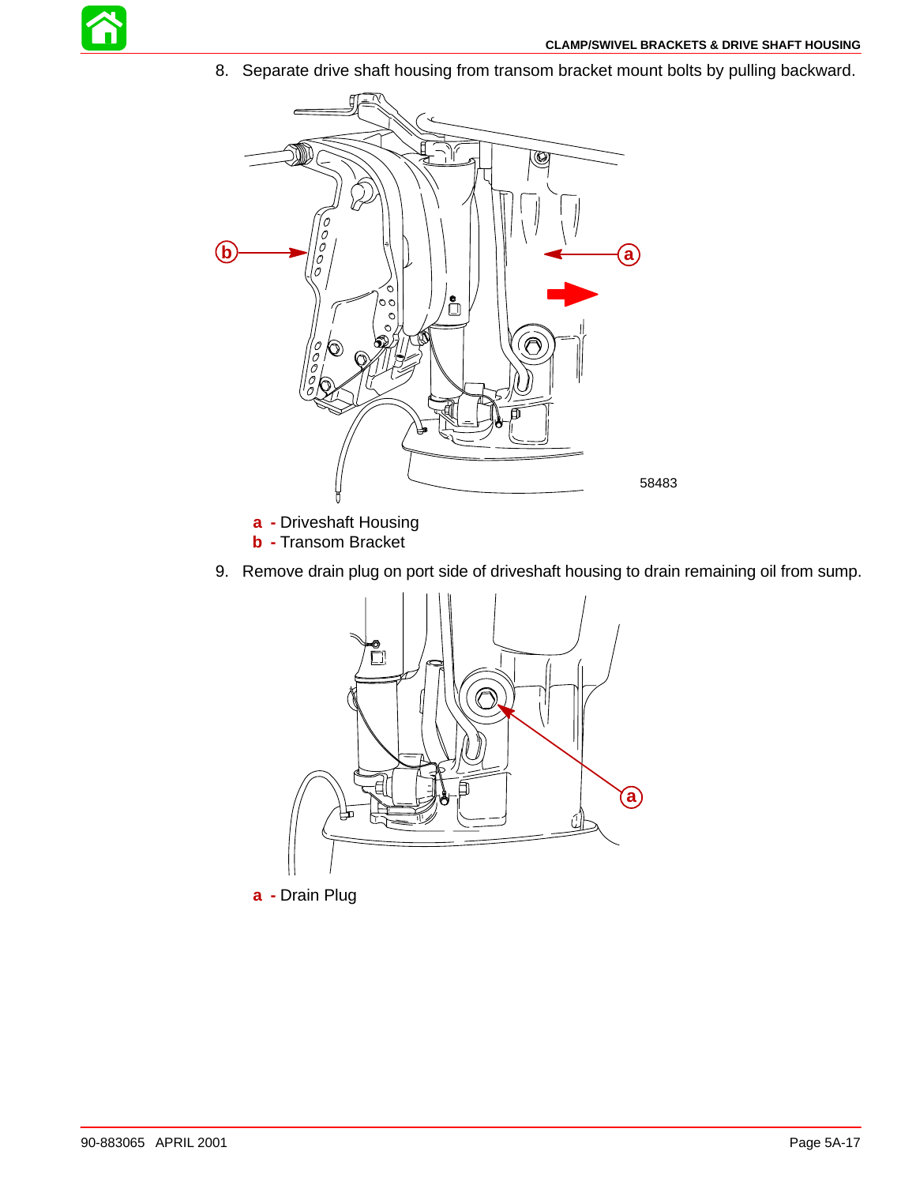8. Separate drive shaft housing from transom bracket mount bolts by pulling backward.

58483

**a** - Driveshaft Housing
**b** - Transom Bracket

9. Remove drain plug on port side of driveshaft housing to drain remaining oil from sump.

**a** - Drain Plug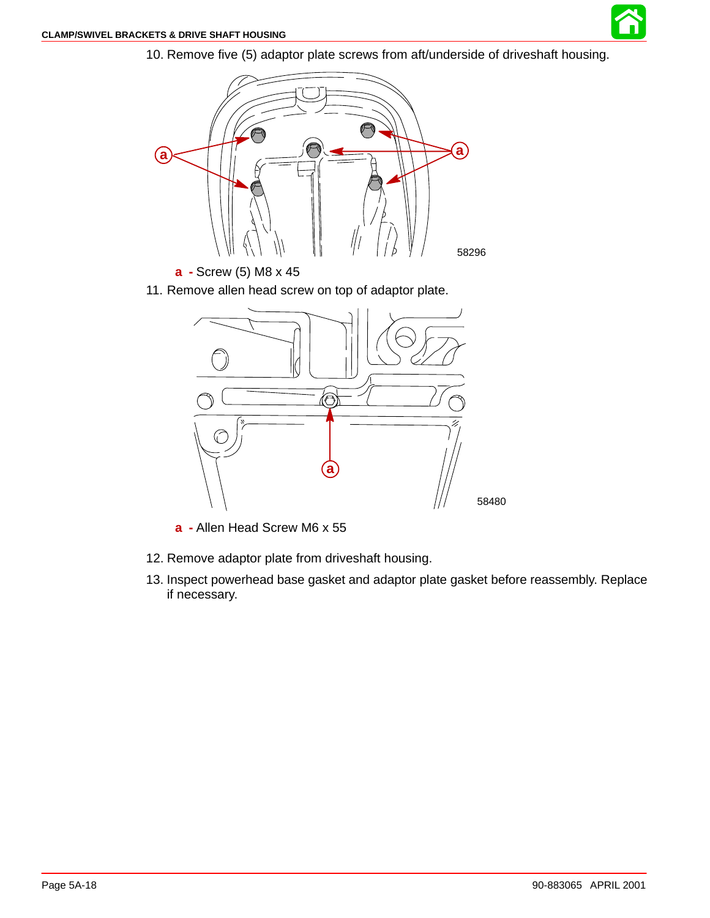10. Remove five (5) adaptor plate screws from aft/underside of driveshaft housing.

58296

**a** - Screw (5) M8 x 45

11. Remove allen head screw on top of adaptor plate.

58480

**a** - Allen Head Screw M6 x 55

12. Remove adaptor plate from driveshaft housing.

13. Inspect powerhead base gasket and adaptor plate gasket before reassembly. Replace if necessary.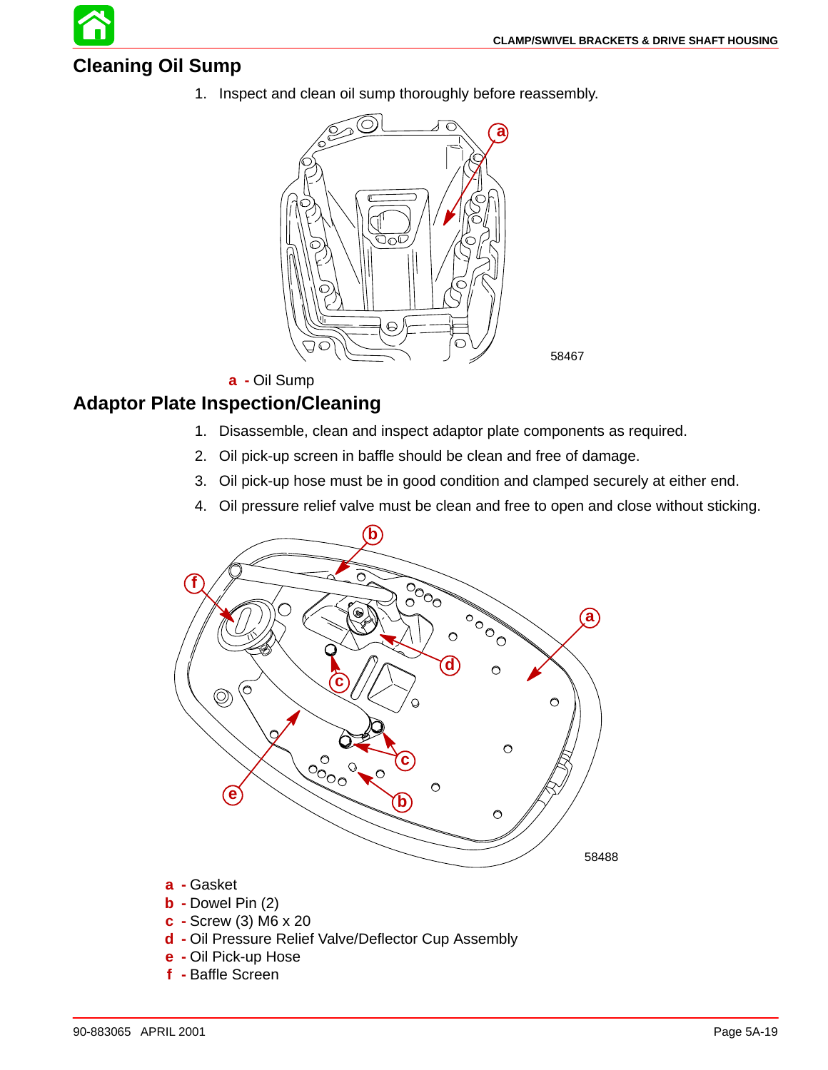## Cleaning Oil Sump

1. Inspect and clean oil sump thoroughly before reassembly.

58467

**a** - Oil Sump

## Adaptor Plate Inspection/Cleaning

1. Disassemble, clean and inspect adaptor plate components as required.
2. Oil pick-up screen in baffle should be clean and free of damage.
3. Oil pick-up hose must be in good condition and clamped securely at either end.
4. Oil pressure relief valve must be clean and free to open and close without sticking.

58488

**a** - Gasket
**b** - Dowel Pin (2)
**c** - Screw (3) M6 x 20
**d** - Oil Pressure Relief Valve/Deflector Cup Assembly
**e** - Oil Pick-up Hose
**f** - Baffle Screen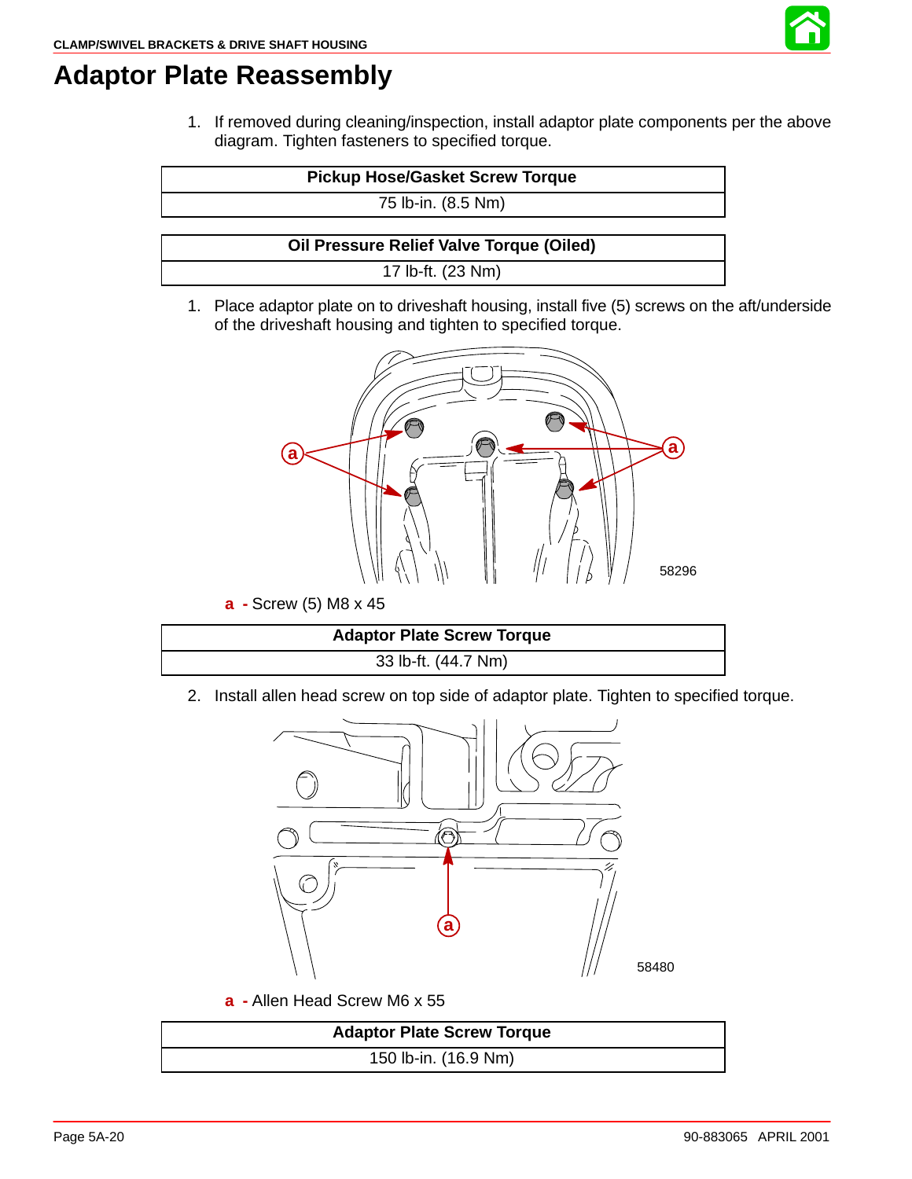# Adaptor Plate Reassembly

1. If removed during cleaning/inspection, install adaptor plate components per the above diagram. Tighten fasteners to specified torque.

| Pickup Hose/Gasket Screw Torque |
|---|
| 75 lb-in. (8.5 Nm) |

| Oil Pressure Relief Valve Torque (Oiled) |
|---|
| 17 lb-ft. (23 Nm) |

1. Place adaptor plate on to driveshaft housing, install five (5) screws on the aft/underside of the driveshaft housing and tighten to specified torque.

58296

**a** - Screw (5) M8 x 45

| Adaptor Plate Screw Torque |
|---|
| 33 lb-ft. (44.7 Nm) |

2. Install allen head screw on top side of adaptor plate. Tighten to specified torque.

58480

**a** - Allen Head Screw M6 x 55

| Adaptor Plate Screw Torque |
|---|
| 150 lb-in. (16.9 Nm) |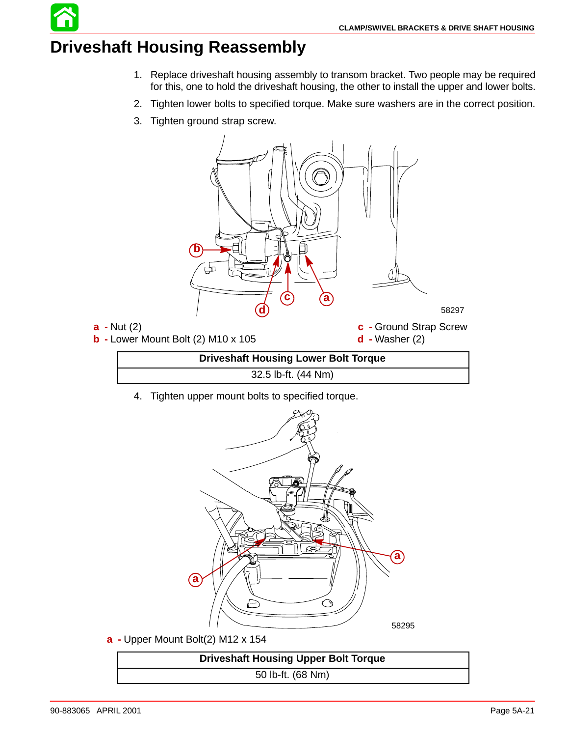# Driveshaft Housing Reassembly

1. Replace driveshaft housing assembly to transom bracket. Two people may be required for this, one to hold the driveshaft housing, the other to install the upper and lower bolts.
2. Tighten lower bolts to specified torque. Make sure washers are in the correct position.
3. Tighten ground strap screw.

58297

**a** - Nut (2)
**b** - Lower Mount Bolt (2) M10 x 105
**c** - Ground Strap Screw
**d** - Washer (2)

| Driveshaft Housing Lower Bolt Torque |
|---|
| 32.5 lb-ft. (44 Nm) |

4. Tighten upper mount bolts to specified torque.

58295

**a** - Upper Mount Bolt(2) M12 x 154

| Driveshaft Housing Upper Bolt Torque |
|---|
| 50 lb-ft. (68 Nm) |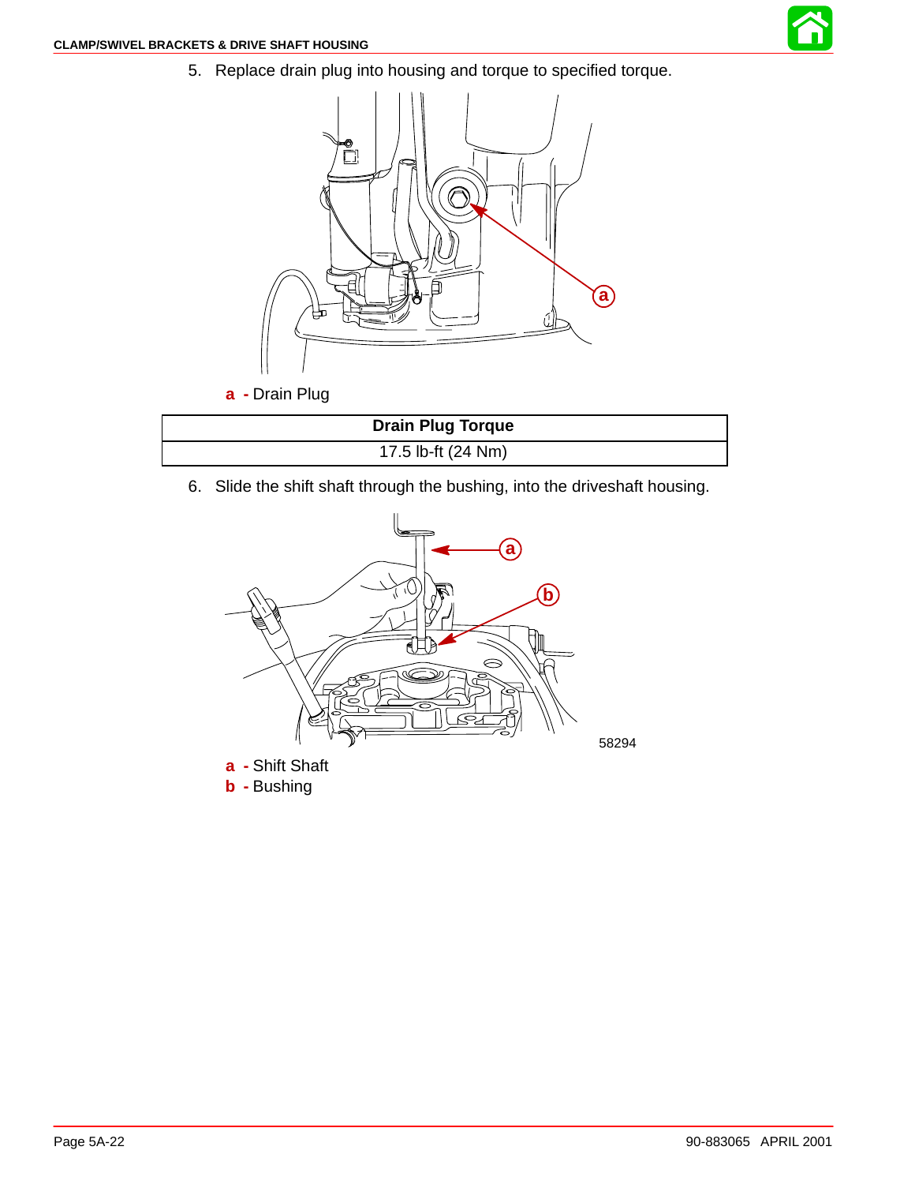5. Replace drain plug into housing and torque to specified torque.

a - Drain Plug

| Drain Plug Torque |
| --- |
| 17.5 lb-ft (24 Nm) |

6. Slide the shift shaft through the bushing, into the driveshaft housing.

58294

a - Shift Shaft
b - Bushing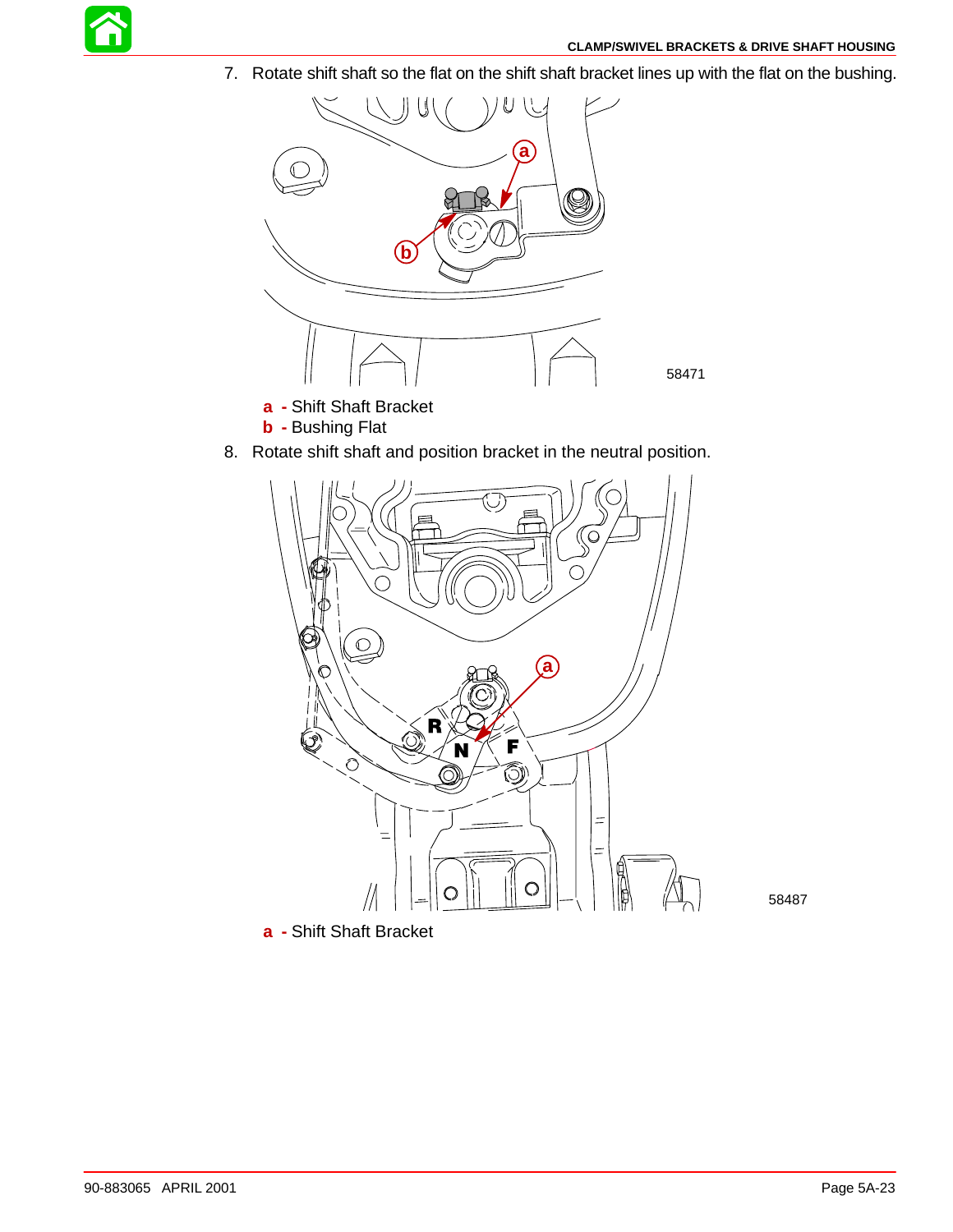7. Rotate shift shaft so the flat on the shift shaft bracket lines up with the flat on the bushing.

58471

**a** - Shift Shaft Bracket
**b** - Bushing Flat

8. Rotate shift shaft and position bracket in the neutral position.

58487

**a** - Shift Shaft Bracket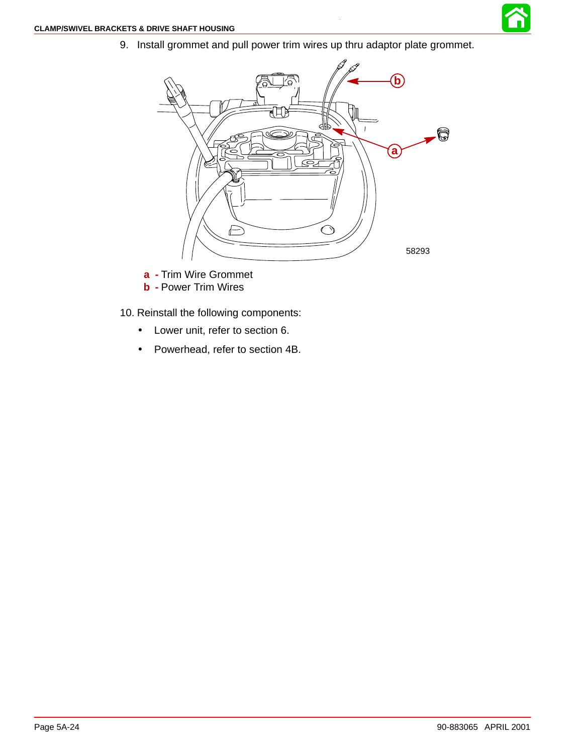9. Install grommet and pull power trim wires up thru adaptor plate grommet.

58293

**a** - Trim Wire Grommet
**b** - Power Trim Wires

10. Reinstall the following components:

- Lower unit, refer to section 6.
- Powerhead, refer to section 4B.